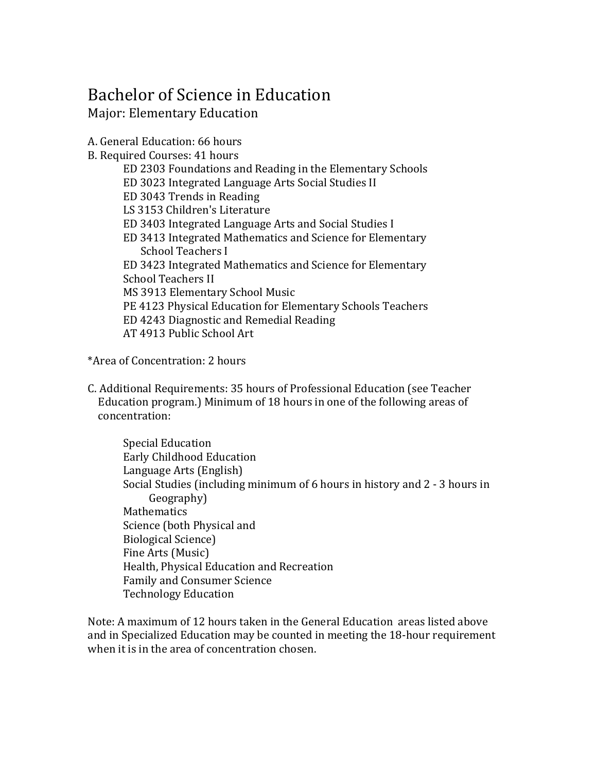# Bachelor of Science in Education

## Major: Elementary Education

A. General Education: 66 hours

B. Required Courses: 41 hours

- ED 2303 Foundations and Reading in the Elementary Schools
- ED 3023 Integrated Language Arts Social Studies II
- ED 3043 Trends in Reading
- LS 3153 Children's Literature
- ED 3403 Integrated Language Arts and Social Studies I
- ED 3413 Integrated Mathematics and Science for Elementary School Teachers I
- ED 3423 Integrated Mathematics and Science for Elementary School Teachers II
- MS 3913 Elementary School Music
- PE 4123 Physical Education for Elementary Schools Teachers
- ED 4243 Diagnostic and Remedial Reading
- AT 4913 Public School Art

*Area of Concentration: 2 hours

C. Additional Requirements: 35 hours of Professional Education (see Teacher Education program.) Minimum of 18 hours in one of the following areas of concentration:

- Special Education
- Early Childhood Education
- Language Arts (English)
- Social Studies (including minimum of 6 hours in history and 2 - 3 hours in Geography)
- Mathematics
- Science (both Physical and Biological Science)
- Fine Arts (Music)
- Health, Physical Education and Recreation
- Family and Consumer Science
- Technology Education

Note: A maximum of 12 hours taken in the General Education areas listed above and in Specialized Education may be counted in meeting the 18-hour requirement when it is in the area of concentration chosen.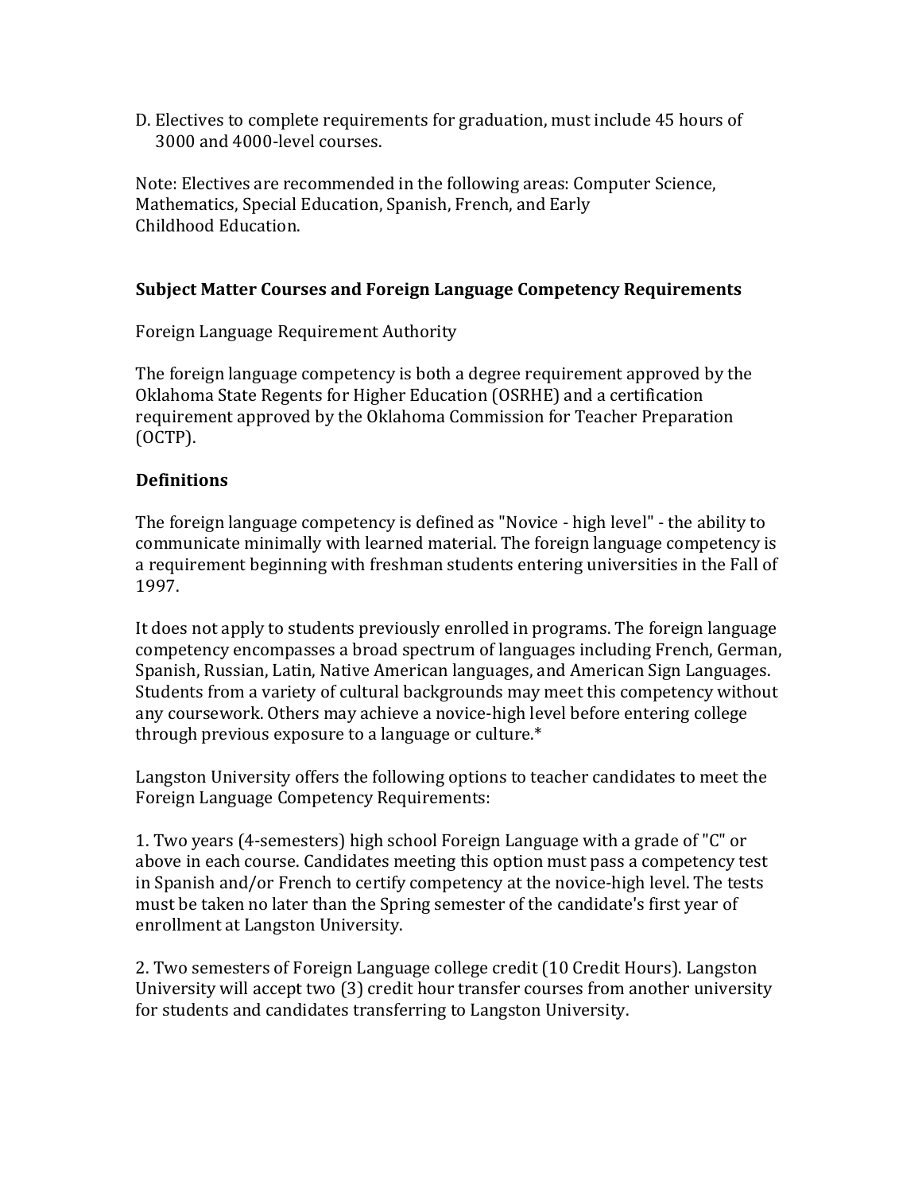D. Electives to complete requirements for graduation, must include 45 hours of 3000 and 4000-level courses.

Note: Electives are recommended in the following areas: Computer Science, Mathematics, Special Education, Spanish, French, and Early Childhood Education.

**Subject Matter Courses and Foreign Language Competency Requirements**

Foreign Language Requirement Authority

The foreign language competency is both a degree requirement approved by the Oklahoma State Regents for Higher Education (OSRHE) and a certification requirement approved by the Oklahoma Commission for Teacher Preparation (OCTP).

**Definitions**

The foreign language competency is defined as "Novice - high level" - the ability to communicate minimally with learned material. The foreign language competency is a requirement beginning with freshman students entering universities in the Fall of 1997.

It does not apply to students previously enrolled in programs. The foreign language competency encompasses a broad spectrum of languages including French, German, Spanish, Russian, Latin, Native American languages, and American Sign Languages. Students from a variety of cultural backgrounds may meet this competency without any coursework. Others may achieve a novice-high level before entering college through previous exposure to a language or culture.*

Langston University offers the following options to teacher candidates to meet the Foreign Language Competency Requirements:

1. Two years (4-semesters) high school Foreign Language with a grade of "C" or above in each course. Candidates meeting this option must pass a competency test in Spanish and/or French to certify competency at the novice-high level. The tests must be taken no later than the Spring semester of the candidate's first year of enrollment at Langston University.

2. Two semesters of Foreign Language college credit (10 Credit Hours). Langston University will accept two (3) credit hour transfer courses from another university for students and candidates transferring to Langston University.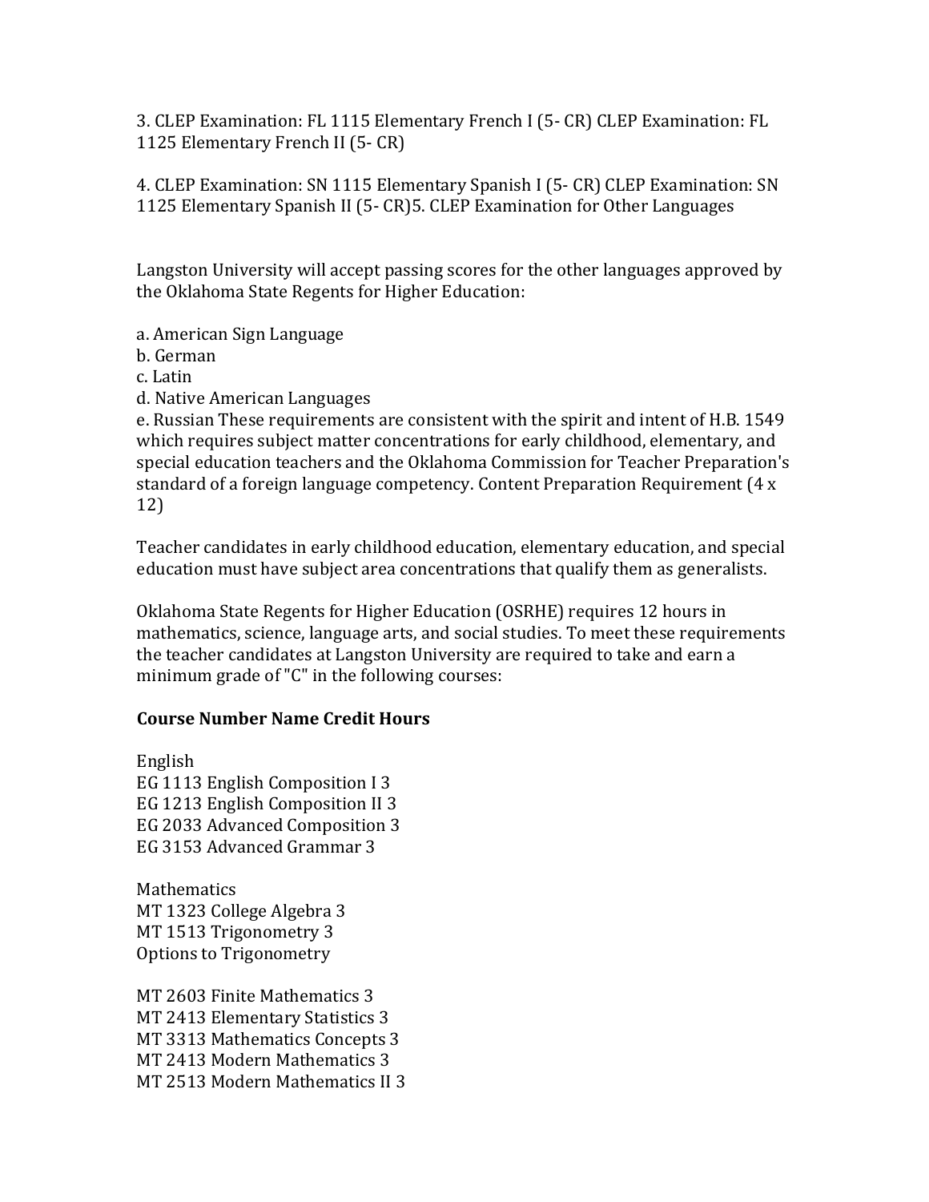3. CLEP Examination: FL 1115 Elementary French I (5- CR) CLEP Examination: FL 1125 Elementary French II (5- CR)

4. CLEP Examination: SN 1115 Elementary Spanish I (5- CR) CLEP Examination: SN 1125 Elementary Spanish II (5- CR)5. CLEP Examination for Other Languages

Langston University will accept passing scores for the other languages approved by the Oklahoma State Regents for Higher Education:

a. American Sign Language
b. German
c. Latin
d. Native American Languages
e. Russian These requirements are consistent with the spirit and intent of H.B. 1549 which requires subject matter concentrations for early childhood, elementary, and special education teachers and the Oklahoma Commission for Teacher Preparation's standard of a foreign language competency. Content Preparation Requirement (4 x 12)

Teacher candidates in early childhood education, elementary education, and special education must have subject area concentrations that qualify them as generalists.

Oklahoma State Regents for Higher Education (OSRHE) requires 12 hours in mathematics, science, language arts, and social studies. To meet these requirements the teacher candidates at Langston University are required to take and earn a minimum grade of "C" in the following courses:

**Course Number Name Credit Hours**

English
EG 1113 English Composition I 3
EG 1213 English Composition II 3
EG 2033 Advanced Composition 3
EG 3153 Advanced Grammar 3

Mathematics
MT 1323 College Algebra 3
MT 1513 Trigonometry 3
Options to Trigonometry

MT 2603 Finite Mathematics 3
MT 2413 Elementary Statistics 3
MT 3313 Mathematics Concepts 3
MT 2413 Modern Mathematics 3
MT 2513 Modern Mathematics II 3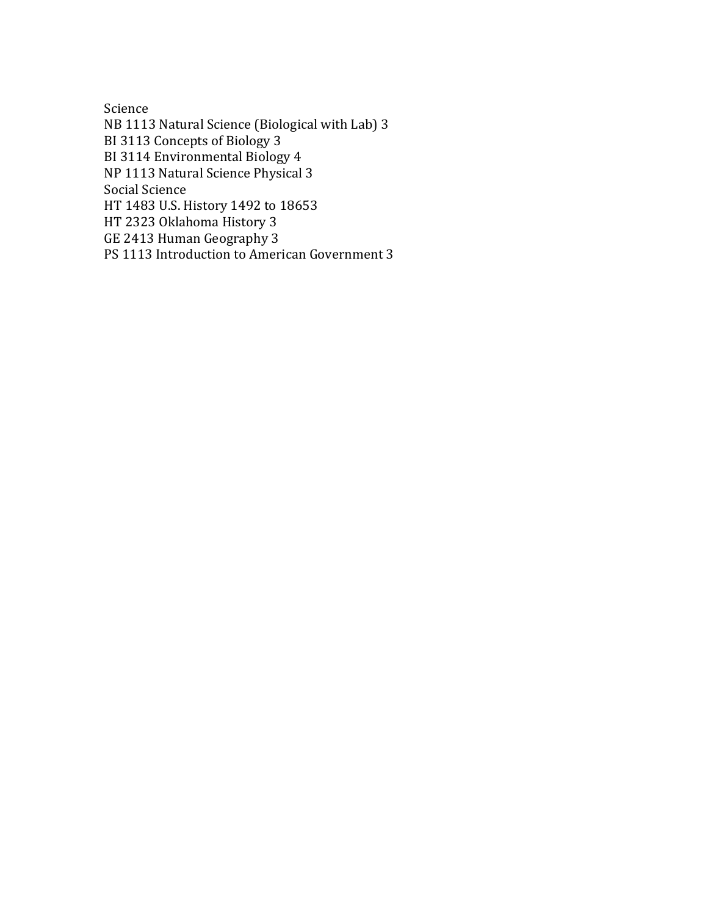Science
NB 1113 Natural Science (Biological with Lab) 3
BI 3113 Concepts of Biology 3
BI 3114 Environmental Biology 4
NP 1113 Natural Science Physical 3
Social Science
HT 1483 U.S. History 1492 to 18653
HT 2323 Oklahoma History 3
GE 2413 Human Geography 3
PS 1113 Introduction to American Government 3